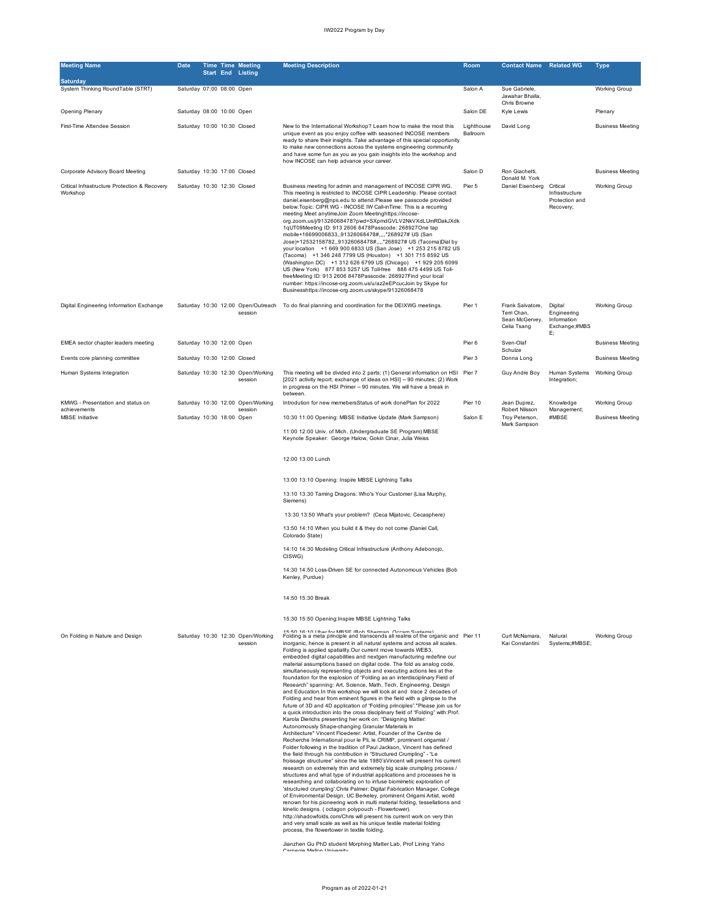| Meeting Name | Date | Time Start | Time End | Meeting Listing | Meeting Description | Room | Contact Name | Related WG | Type |
|---|---|---|---|---|---|---|---|---|---|
| **Saturday** | | | | | | | | | |
| System Thinking RoundTable (STRT) | Saturday | 07:00 | 08:00 | Open | | Salon A | Sue Gabriele, Jawahar Bhalla, Chris Browne | | Working Group |
| Opening Plenary | Saturday | 08:00 | 10:00 | Open | | Salon DE | Kyle Lewis | | Plenary |
| First-Time Attendee Session | Saturday | 10:00 | 10:30 | Closed | New to the International Workshop? Learn how to make the most this unique event as you enjoy coffee with seasoned INCOSE members ready to share their insights. Take advantage of this special opportunity to make new connections across the systems engineering community and have some fun as you as you gain insights into the workshop and how INCOSE can help advance your career. | Lighthouse Ballroom | David Long | | Business Meeting |
| Corporate Advisory Board Meeting | Saturday | 10:30 | 17:00 | Closed | | Salon D | Ron Giachetti, Donald M. York | | Business Meeting |
| Critical Infrastructure Protection & Recovery Workshop | Saturday | 10:30 | 12:30 | Closed | Business meeting for admin and management of INCOSE CIPR WG. This meeting is restricted to INCOSE CIPR Leadership. Please contact daniel.eisenberg@nps.edu to attend.Please see passcode provided below.Topic: CIPR WG - INCOSE IW Call-inTime: This is a recurring meeting Meet anytimeJoin Zoom Meetinghttps://incose-org.zoom.us/j/91326068478?pwd=SXpmdGVLV2NkVXdLUmRDakJXdk1qUT09Meeting ID: 913 2606 8478Passcode: 268927One tap mobile+16699006833,,91326068478#,,,,*268927# US (San Jose)+12532158782,,91326068478#,,,,*268927# US (Tacoma)Dial by your location +1 669 900 6833 US (San Jose) +1 253 215 8782 US (Tacoma) +1 346 248 7799 US (Houston) +1 301 715 8592 US (Washington DC) +1 312 626 6799 US (Chicago) +1 929 205 6099 US (New York) 877 853 5257 US Toll-free 888 475 4499 US Toll-freeMeeting ID: 913 2606 8478Passcode: 268927Find your local number: https://incose-org.zoom.us/u/az2eEPcucJoin by Skype for Businesshttps://incose-org.zoom.us/skype/91326068478 | Pier 5 | Daniel Eisenberg | Critical Infrastructure Protection and Recovery; | Working Group |
| Digital Engineering Information Exchange | Saturday | 10:30 | 12:00 | Open/Outreach session | To do final planning and coordination for the DEIXWG meetings. | Pier 1 | Frank Salvatore, Terri Chan, Sean McGervey, Celia Tsang | Digital Engineering Information Exchange;#MBSE; | Working Group |
| EMEA sector chapter leaders meeting | Saturday | 10:30 | 12:00 | Open | | Pier 6 | Sven-Olaf Schulze | | Business Meeting |
| Events core planning committee | Saturday | 10:30 | 12:00 | Closed | | Pier 3 | Donna Long | | Business Meeting |
| Human Systems Integration | Saturday | 10:30 | 12:30 | Open/Working session | This meeting will be divided into 2 parts: (1) General information on HSI [2021 activity report; exchange of ideas on HSI] -- 90 minutes; (2) Work in progress on the HSI Primer -- 90 minutes. We will have a break in between. | Pier 7 | Guy Andre Boy | Human Systems Integration; | Working Group |
| KMWG - Presentation and status on achievements | Saturday | 10:30 | 12:00 | Open/Working session | Introdution for new memebersStatus of work donePlan for 2022 | Pier 10 | Jean Duprez, Robert Nilsson | Knowledge Management; | Working Group |
| MBSE Initiative | Saturday | 10:30 | 18:00 | Open | 10:30 11:00 Opening: MBSE Initiative Update (Mark Sampson)<br><br>11:00 12:00 Univ. of Mich. (Undergraduate SE Program) MBSE Keynote Speaker: George Halow, Gokin Cinar, Julia Weiss<br><br>12:00 13:00 Lunch<br><br>13:00 13:10 Opening: Inspire MBSE Lightning Talks<br><br>13:10 13:30 Taming Dragons: Who's Your Customer (Lisa Murphy, Siemens)<br><br>13:30 13:50 What's your problem? (Ceca Mijatovic, Cecasphere)<br><br>13:50 14:10 When you build it & they do not come (Daniel Call, Colorado State)<br><br>14:10 14:30 Modeling Critical Infrastructure (Anthony Adebonojo, CISWG)<br><br>14:30 14:50 Loss-Driven SE for connected Autonomous Vehicles (Bob Kenley, Purdue)<br><br>14:50 15:30 Break<br><br>15:30 15:50 Opening:Inspire MBSE Lightning Talks<br><br>15:50 16:10 Uber for MBSE (Bob Sherman, Occam Systems) | Salon E | Troy Peterson, Mark Sampson | #MBSE | Business Meeting |
| On Folding in Nature and Design | Saturday | 10:30 | 12:30 | Open/Working session | Folding is a meta principle and transcends all realms of the organic and inorganic, hence is present in all natural systems and across all scales. Folding is applied spatiality.Our current move towards WEB3, embedded digital capabilities and nextgen manufacturing redefine our material assumptions based on digital code. The fold as analog code, simultaneously representing objects and executing actions lies at the foundation for the explosion of "Folding as an interdisciplinary Field of Research" spanning: Art, Science, Math, Tech, Engineering, Design and Education.In this workshop we will look at and trace 2 decades of Folding and hear from eminent figures in the field with a glimpse to the future of 3D and 4D application of "Folding principles"."Please join us for a quick introduction into the cross disciplinary field of "Folding" with:Prof. Karola Dierichs presenting her work on: "Designing Matter: Autonomously Shape-changing Granular Materials in Architecture" Vincent Floederer: Artist, Founder of the Centre de Recherche International pour le Pli, le CRIMP, prominent origamist / Folder following in the tradition of Paul Jackson, Vincent has defined the field through his contribution in "Structured Crumpling" - "Le froissage structuree" since the late 1980'sVincent will present his current research on extremely thin and extremely big scale crumpling process / structures and what type of industrial applications and processes he is researching and collaborating on to infuse biomimetic exploration of 'structured crumpling'.Chris Palmer: Digital Fabrication Manager, College of Environmental Design, UC Berkeley, prominent Origami Artist, world renown for his pioneering work in multi material folding, tessellations and kinetic designs. ( octagon polypouch - Flowertower). http://shadowfolds.com/Chris will present his current work on very thin and very small scale as well as his unique textile material folding process, the flowertower in textile folding.<br><br>Jianzhen Gu PhD student Morphing Matter Lab, Prof Lining Yaho Carnegie Mellon University | Pier 11 | Curt McNamara, Kai Constantini | Natural Systems;#MBSE; | Working Group |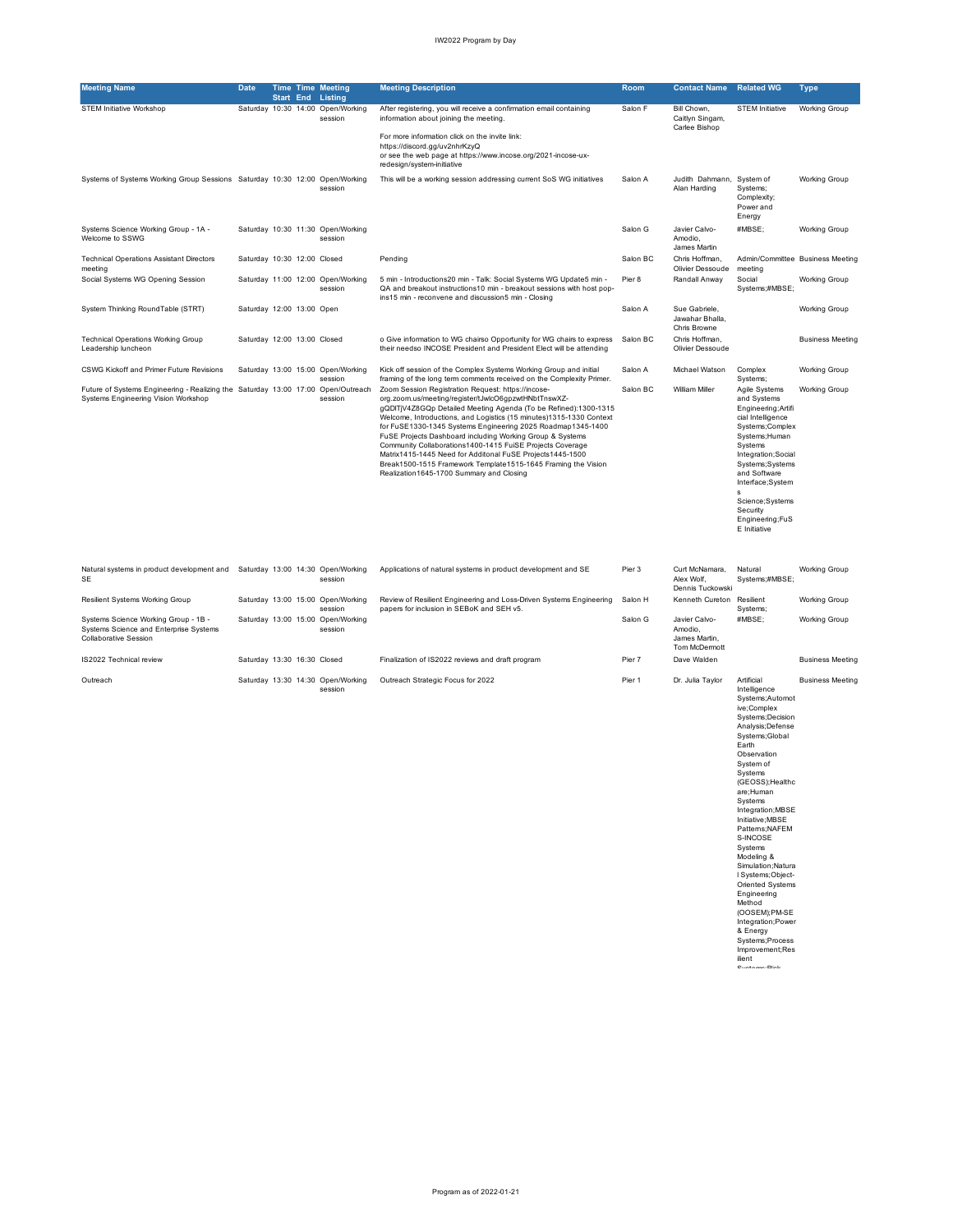| Meeting Name | Date | Time Start | Time End | Meeting Listing | Meeting Description | Room | Contact Name | Related WG | Type |
|---|---|---|---|---|---|---|---|---|---|
| STEM Initiative Workshop | Saturday | 10:30 | 14:00 | Open/Working session | After registering, you will receive a confirmation email containing information about joining the meeting. For more information click on the invite link: https://discord.gg/uv2nhrKzyQ or see the web page at https://www.incose.org/2021-incose-ux-redesign/system-initiative | Salon F | Bill Chown, Caitlyn Singam, Carlee Bishop | STEM Initiative | Working Group |
| Systems of Systems Working Group Sessions | Saturday | 10:30 | 12:00 | Open/Working session | This will be a working session addressing current SoS WG initiatives | Salon A | Judith Dahmann, Alan Harding | System of Systems; Complexity; Power and Energy | Working Group |
| Systems Science Working Group - 1A - Welcome to SSWG | Saturday | 10:30 | 11:30 | Open/Working session | | Salon G | Javier Calvo-Amodio, James Martin | #MBSE; | Working Group |
| Technical Operations Assistant Directors meeting | Saturday | 10:30 | 12:00 | Closed | Pending | Salon BC | Chris Hoffman, Olivier Dessoude | Admin/Committee meeting | Business Meeting |
| Social Systems WG Opening Session | Saturday | 11:00 | 12:00 | Open/Working session | 5 min - Introductions20 min - Talk: Social Systems WG Update5 min - QA and breakout instructions10 min - breakout sessions with host pop-ins15 min - reconvene and discussion5 min - Closing | Pier 8 | Randall Anway | Social Systems;#MBSE; | Working Group |
| System Thinking RoundTable (STRT) | Saturday | 12:00 | 13:00 | Open | | Salon A | Sue Gabriele, Jawahar Bhalla, Chris Browne | | Working Group |
| Technical Operations Working Group Leadership luncheon | Saturday | 12:00 | 13:00 | Closed | o Give information to WG chairso Opportunity for WG chairs to express their needso INCOSE President and President Elect will be attending | Salon BC | Chris Hoffman, Olivier Dessoude | | Business Meeting |
| CSWG Kickoff and Primer Future Revisions | Saturday | 13:00 | 15:00 | Open/Working session | Kick off session of the Complex Systems Working Group and initial framing of the long term comments received on the Complexity Primer. | Salon A | Michael Watson | Complex Systems; | Working Group |
| Future of Systems Engineering - Realizing the Systems Engineering Vision Workshop | Saturday | 13:00 | 17:00 | Open/Outreach session | Zoom Session Registration Request: https://incose-org.zoom.us/meeting/register/tJwlcO6gpzwtHNbtTnswXZ-gQDlTjV4Z8GQp Detailed Meeting Agenda (To be Refined):1300-1315 Welcome, Introductions, and Logistics (15 minutes)1315-1330 Context for FuSE1330-1345 Systems Engineering 2025 Roadmap1345-1400 FuSE Projects Dashboard including Working Group & Systems Community Collaborations1400-1415 FuiSE Projects Coverage Matrix1415-1445 Need for Additonal FuSE Projects1445-1500 Break1500-1515 Framework Template1515-1645 Framing the Vision Realization1645-1700 Summary and Closing | Salon BC | William Miller | Agile Systems and Systems Engineering;Artificial Intelligence Systems;Complex Systems;Human Systems Integration;Social Systems;Systems and Software Interface;Systems Science;Systems Security Engineering;FuSE Initiative | Working Group |
| Natural systems in product development and SE | Saturday | 13:00 | 14:30 | Open/Working session | Applications of natural systems in product development and SE | Pier 3 | Curt McNamara, Alex Wolf, Dennis Tuckowski | Natural Systems;#MBSE; | Working Group |
| Resilient Systems Working Group | Saturday | 13:00 | 15:00 | Open/Working session | Review of Resilient Engineering and Loss-Driven Systems Engineering papers for inclusion in SEBoK and SEH v5. | Salon H | Kenneth Cureton | Resilient Systems; | Working Group |
| Systems Science Working Group - 1B - Systems Science and Enterprise Systems Collaborative Session | Saturday | 13:00 | 15:00 | Open/Working session | | Salon G | Javier Calvo-Amodio, James Martin, Tom McDermott | #MBSE; | Working Group |
| IS2022 Technical review | Saturday | 13:30 | 16:30 | Closed | Finalization of IS2022 reviews and draft program | Pier 7 | Dave Walden | | Business Meeting |
| Outreach | Saturday | 13:30 | 14:30 | Open/Working session | Outreach Strategic Focus for 2022 | Pier 1 | Dr. Julia Taylor | Artificial Intelligence Systems;Automotive;Complex Systems;Decision Analysis;Defense Systems;Global Earth Observation System of Systems (GEOSS);Healthcare;Human Systems Integration;MBSE Initiative;MBSE Patterns;NAFEMS-INCOSE Systems Modeling & Simulation;Natural Systems;Object-Oriented Systems Engineering Method (OOSEM);PM-SE Integration;Power & Energy Systems;Process Improvement;Resilient Systems;Risk | Business Meeting |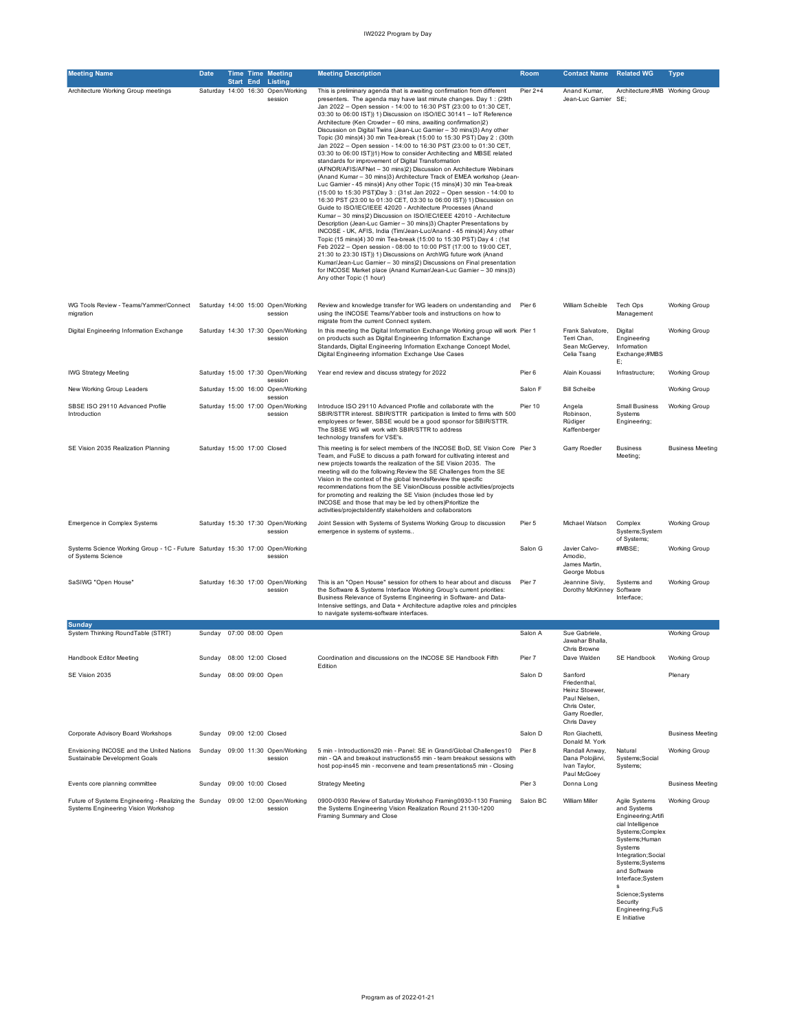| Meeting Name | Date | Time Start | Time End | Meeting Listing | Meeting Description | Room | Contact Name | Related WG | Type |
|---|---|---|---|---|---|---|---|---|---|
| Architecture Working Group meetings | Saturday | 14:00 | 16:30 | Open/Working session | This is preliminary agenda that is awaiting confirmation from different presenters. The agenda may have last minute changes. Day 1 : (29th Jan 2022 – Open session - 14:00 to 16:30 PST (23:00 to 01:30 CET, 03:30 to 06:00 IST)) 1) Discussion on ISO/IEC 30141 – IoT Reference Architecture (Ken Crowder – 60 mins, awaiting confirmation)2) Discussion on Digital Twins (Jean-Luc Garnier – 30 mins)3) Any other Topic (30 mins)4) 30 min Tea-break (15:00 to 15:30 PST) Day 2 : (30th Jan 2022 – Open session - 14:00 to 16:30 PST (23:00 to 01:30 CET, 03:30 to 06:00 IST))1) How to consider Architecting and MBSE related standards for improvement of Digital Transformation (AFNOR/AFIS/AFNet – 30 mins)2) Discussion on Architecture Webinars (Anand Kumar – 30 mins)3) Architecture Track of EMEA workshop (Jean-Luc Garnier - 45 mins)4) Any other Topic (15 mins)4) 30 min Tea-break (15:00 to 15:30 PST)Day 3 : (31st Jan 2022 – Open session - 14:00 to 16:30 PST (23:00 to 01:30 CET, 03:30 to 06:00 IST)) 1) Discussion on Guide to ISO/IEC/IEEE 42020 - Architecture Processes (Anand Kumar – 30 mins)2) Discussion on ISO/IEC/IEEE 42010 - Architecture Description (Jean-Luc Garnier – 30 mins)3) Chapter Presentations by INCOSE - UK, AFIS, India (Tim/Jean-Luc/Anand - 45 mins)4) Any other Topic (15 mins)4) 30 min Tea-break (15:00 to 15:30 PST) Day 4 : (1st Feb 2022 – Open session - 08:00 to 10:00 PST (17:00 to 19:00 CET, 21:30 to 23:30 IST)) 1) Discussions on ArchWG future work (Anand Kumar/Jean-Luc Garnier – 30 mins)2) Discussions on Final presentation for INCOSE Market place (Anand Kumar/Jean-Luc Garnier – 30 mins)3) Any other Topic (1 hour) | Pier 2+4 | Anand Kumar, Jean-Luc Garnier | Architecture;#MBSE; | Working Group |
| WG Tools Review - Teams/Yammer/Connect migration | Saturday | 14:00 | 15:00 | Open/Working session | Review and knowledge transfer for WG leaders on understanding and using the INCOSE Teams/Yabber tools and instructions on how to migrate from the current Connect system. | Pier 6 | William Scheible | Tech Ops Management | Working Group |
| Digital Engineering Information Exchange | Saturday | 14:30 | 17:30 | Open/Working session | In this meeting the Digital Information Exchange Working group will work on products such as Digital Engineering Information Exchange Standards, Digital Engineering Information Exchange Concept Model, Digital Engineering information Exchange Use Cases | Pier 1 | Frank Salvatore, Terri Chan, Sean McGervey, Celia Tsang | Digital Engineering Information Exchange;#MBSE; | Working Group |
| IWG Strategy Meeting | Saturday | 15:00 | 17:30 | Open/Working session | Year end review and discuss strategy for 2022 | Pier 6 | Alain Kouassi | Infrastructure; | Working Group |
| New Working Group Leaders | Saturday | 15:00 | 16:00 | Open/Working session | | Salon F | Bill Scheibe | | Working Group |
| SBSE ISO 29110 Advanced Profile Introduction | Saturday | 15:00 | 17:00 | Open/Working session | Introduce ISO 29110 Advanced Profile and collaborate with the SBIR/STTR interest. SBIR/STTR participation is limited to firms with 500 employees or fewer, SBSE would be a good sponsor for SBIR/STTR. The SBSE WG will work with SBIR/STTR to address technology transfers for VSE's. | Pier 10 | Angela Robinson, Rüdiger Kaffenberger | Small Business Systems Engineering; | Working Group |
| SE Vision 2035 Realization Planning | Saturday | 15:00 | 17:00 | Closed | This meeting is for select members of the INCOSE BoD, SE Vision Core Team, and FuSE to discuss a path forward for cultivating interest and new projects towards the realization of the SE Vision 2035. The meeting will do the following:Review the SE Challenges from the SE Vision in the context of the global trendsReview the specific recommendations from the SE VisionDiscuss possible activities/projects for promoting and realizing the SE Vision (includes those led by INCOSE and those that may be led by others)Prioritize the activities/projectsIdentify stakeholders and collaborators | Pier 3 | Garry Roedler | Business Meeting; | Business Meeting |
| Emergence in Complex Systems | Saturday | 15:30 | 17:30 | Open/Working session | Joint Session with Systems of Systems Working Group to discussion emergence in systems of systems.. | Pier 5 | Michael Watson | Complex Systems;System of Systems; | Working Group |
| Systems Science Working Group - 1C - Future of Systems Science | Saturday | 15:30 | 17:00 | Open/Working session | | Salon G | Javier Calvo-Amodio, James Martin, George Mobus | #MBSE; | Working Group |
| SaSIWG "Open House" | Saturday | 16:30 | 17:00 | Open/Working session | This is an "Open House" session for others to hear about and discuss the Software & Systems Interface Working Group's current priorities: Business Relevance of Systems Engineering in Software- and Data-Intensive settings, and Data + Architecture adaptive roles and principles to navigate systems-software interfaces. | Pier 7 | Jeannine Siviy, Dorothy McKinney | Systems and Software Interface; | Working Group |
| **Sunday** | | | | | | | | | |
| System Thinking RoundTable (STRT) | Sunday | 07:00 | 08:00 | Open | | Salon A | Sue Gabriele, Jawahar Bhalla, Chris Browne | | Working Group |
| Handbook Editor Meeting | Sunday | 08:00 | 12:00 | Closed | Coordination and discussions on the INCOSE SE Handbook Fifth Edition | Pier 7 | Dave Walden | SE Handbook | Working Group |
| SE Vision 2035 | Sunday | 08:00 | 09:00 | Open | | Salon D | Sanford Friedenthal, Heinz Stoewer, Paul Nielsen, Chris Oster, Garry Roedler, Chris Davey | | Plenary |
| Corporate Advisory Board Workshops | Sunday | 09:00 | 12:00 | Closed | | Salon D | Ron Giachetti, Donald M. York | | Business Meeting |
| Envisioning INCOSE and the United Nations Sustainable Development Goals | Sunday | 09:00 | 11:30 | Open/Working session | 5 min - Introductions20 min - Panel: SE in Grand/Global Challenges10 min - QA and breakout instructions55 min - team breakout sessions with host pop-ins45 min - reconvene and team presentations5 min - Closing | Pier 8 | Randall Anway, Dana Polojärvi, Ivan Taylor, Paul McGoey | Natural Systems;Social Systems; | Working Group |
| Events core planning committee | Sunday | 09:00 | 10:00 | Closed | Strategy Meeting | Pier 3 | Donna Long | | Business Meeting |
| Future of Systems Engineering - Realizing the Systems Engineering Vision Workshop | Sunday | 09:00 | 12:00 | Open/Working session | 0900-0930 Review of Saturday Workshop Framing0930-1130 Framing the Systems Engineering Vision Realization Round 21130-1200 Framing Summary and Close | Salon BC | William Miller | Agile Systems and Systems Engineering;Artificial Intelligence Systems;Complex Systems;Human Systems Integration;Social Systems;Systems and Software Interface;Systems Science;Systems Security Engineering;FuSE Initiative | Working Group |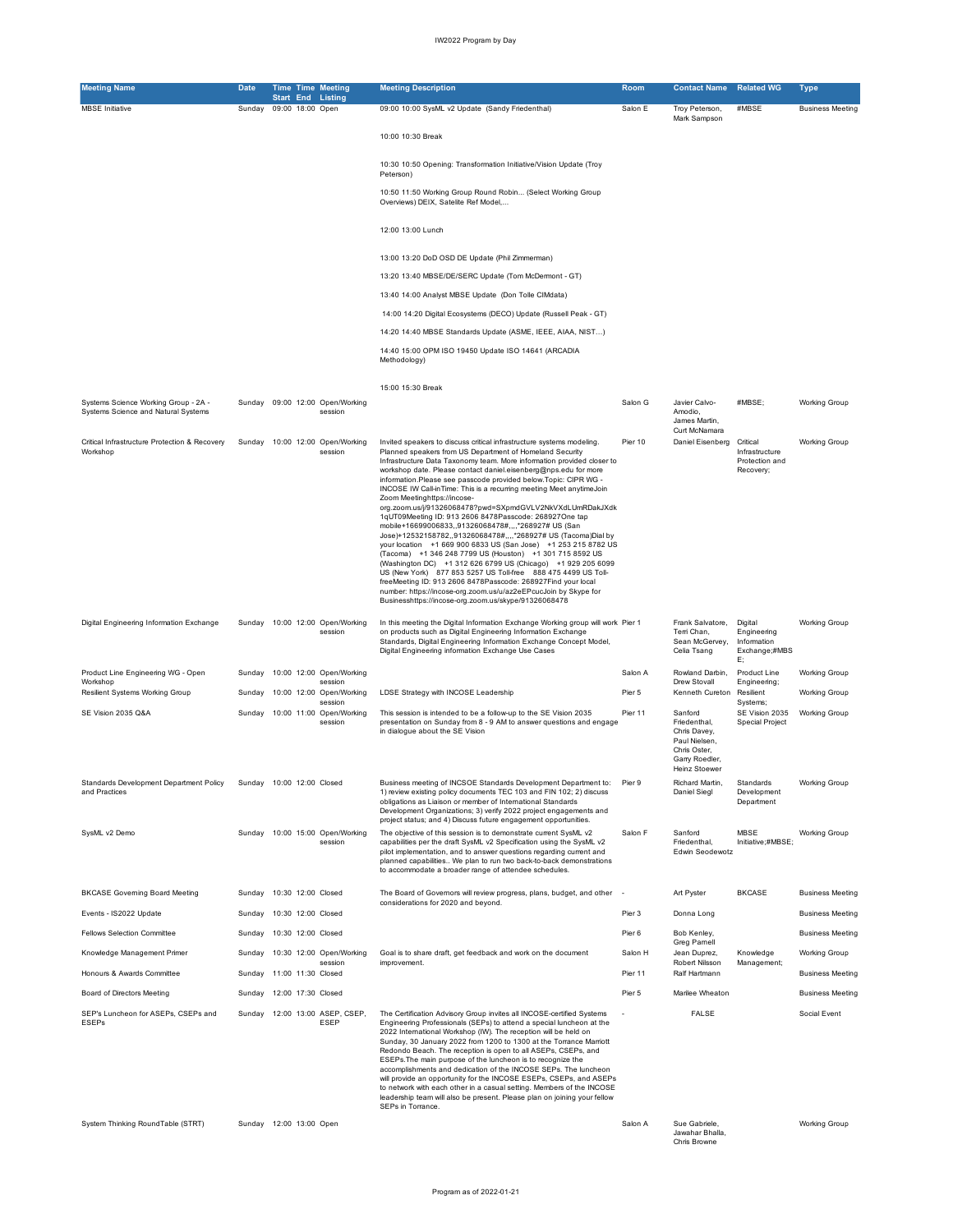| Meeting Name | Date | Time Start | Time End | Meeting Listing | Meeting Description | Room | Contact Name | Related WG | Type |
|---|---|---|---|---|---|---|---|---|---|
| MBSE Initiative | Sunday | 09:00 | 18:00 | Open | 09:00 10:00 SysML v2 Update (Sandy Friedenthal)<br><br>10:00 10:30 Break<br><br>10:30 10:50 Opening: Transformation Initiative/Vision Update (Troy Peterson)<br><br>10:50 11:50 Working Group Round Robin... (Select Working Group Overviews) DEIX, Satellite Ref Model,...<br><br>12:00 13:00 Lunch<br><br>13:00 13:20 DoD OSD DE Update (Phil Zimmerman)<br><br>13:20 13:40 MBSE/DE/SERC Update (Tom McDermont - GT)<br><br>13:40 14:00 Analyst MBSE Update (Don Tolle CIMdata)<br><br>14:00 14:20 Digital Ecosystems (DECO) Update (Russell Peak - GT)<br><br>14:20 14:40 MBSE Standards Update (ASME, IEEE, AIAA, NIST....)<br><br>14:40 15:00 OPM ISO 19450 Update ISO 14641 (ARCADIA Methodology)<br><br>15:00 15:30 Break | Salon E | Troy Peterson, Mark Sampson | #MBSE | Business Meeting |
| Systems Science Working Group - 2A - Systems Science and Natural Systems | Sunday | 09:00 | 12:00 | Open/Working session | | Salon G | Javier Calvo-Amodio, James Martin, Curt McNamara | #MBSE; | Working Group |
| Critical Infrastructure Protection & Recovery Workshop | Sunday | 10:00 | 12:00 | Open/Working session | Invited speakers to discuss critical infrastructure systems modeling. Planned speakers from US Department of Homeland Security Infrastructure Data Taxonomy team. More information provided closer to workshop date. Please contact daniel.eisenberg@nps.edu for more information.Please see passcode provided below.Topic: CIPR WG - INCOSE IW Call-inTime: This is a recurring meeting Meet anytimeJoin Zoom Meetinghttps://incose-org.zoom.us/j/91326068478?pwd=SXpmdGVLV2NkVXdLUmRDakJXdk1qUT09Meeting ID: 913 2606 8478Passcode: 268927One tap mobile+16699006833,,91326068478#,,,,*268927# US (San Jose)+12532158782,,91326068478#,,,,*268927# US (Tacoma)Dial by your location +1 669 900 6833 US (San Jose) +1 253 215 8782 US (Tacoma) +1 346 248 7799 US (Houston) +1 301 715 8592 US (Washington DC) +1 312 626 6799 US (Chicago) +1 929 205 6099 US (New York) 877 853 5257 US Toll-free 888 475 4499 US Toll-freeMeeting ID: 913 2606 8478Passcode: 268927Find your local number: https://incose-org.zoom.us/u/az2eEPcucJoin by Skype for Businesshttps://incose-org.zoom.us/skype/91326068478 | Pier 10 | Daniel Eisenberg | Critical Infrastructure Protection and Recovery; | Working Group |
| Digital Engineering Information Exchange | Sunday | 10:00 | 12:00 | Open/Working session | In this meeting the Digital Information Exchange Working group will work on products such as Digital Engineering Information Exchange Standards, Digital Engineering Information Exchange Concept Model, Digital Engineering information Exchange Use Cases | Pier 1 | Frank Salvatore, Terri Chan, Sean McGervey, Celia Tsang | Digital Engineering Information Exchange;#MBSE; | Working Group |
| Product Line Engineering WG - Open Workshop | Sunday | 10:00 | 12:00 | Open/Working session | | Salon A | Rowland Darbin, Drew Stovall | Product Line Engineering; | Working Group |
| Resilient Systems Working Group | Sunday | 10:00 | 12:00 | Open/Working session | LDSE Strategy with INCOSE Leadership | Pier 5 | Kenneth Cureton | Resilient Systems; | Working Group |
| SE Vision 2035 Q&A | Sunday | 10:00 | 11:00 | Open/Working session | This session is intended to be a follow-up to the SE Vision 2035 presentation on Sunday from 8 - 9 AM to answer questions and engage in dialogue about the SE Vision | Pier 11 | Sanford Friedenthal, Chris Davey, Paul Nielsen, Chris Oster, Garry Roedler, Heinz Stoewer | SE Vision 2035 Special Project | Working Group |
| Standards Development Department Policy and Practices | Sunday | 10:00 | 12:00 | Closed | Business meeting of INCSOE Standards Development Department to: 1) review existing policy documents TEC 103 and FIN 102; 2) discuss obligations as Liaison or member of International Standards Development Organizations; 3) verify 2022 project engagements and project status; and 4) Discuss future engagement opportunities. | Pier 9 | Richard Martin, Daniel Siegl | Standards Development Department | Working Group |
| SysML v2 Demo | Sunday | 10:00 | 15:00 | Open/Working session | The objective of this session is to demonstrate current SysML v2 capabilities per the draft SysML v2 Specification using the SysML v2 pilot implementation, and to answer questions regarding current and planned capabilities.. We plan to run two back-to-back demonstrations to accommodate a broader range of attendee schedules. | Salon F | Sanford Friedenthal, Edwin Seodewotz | MBSE Initiative;#MBSE; | Working Group |
| BKCASE Governing Board Meeting | Sunday | 10:30 | 12:00 | Closed | The Board of Governors will review progress, plans, budget, and other considerations for 2020 and beyond. | - | Art Pyster | BKCASE | Business Meeting |
| Events - IS2022 Update | Sunday | 10:30 | 12:00 | Closed | | Pier 3 | Donna Long | | Business Meeting |
| Fellows Selection Committee | Sunday | 10:30 | 12:00 | Closed | | Pier 6 | Bob Kenley, Greg Parnell | | Business Meeting |
| Knowledge Management Primer | Sunday | 10:30 | 12:00 | Open/Working session | Goal is to share draft, get feedback and work on the document improvement. | Salon H | Jean Duprez, Robert Nilsson | Knowledge Management; | Working Group |
| Honours & Awards Committee | Sunday | 11:00 | 11:30 | Closed | | Pier 11 | Ralf Hartmann | | Business Meeting |
| Board of Directors Meeting | Sunday | 12:00 | 17:30 | Closed | | Pier 5 | Marilee Wheaton | | Business Meeting |
| SEP's Luncheon for ASEPs, CSEPs and ESEPs | Sunday | 12:00 | 13:00 | ASEP, CSEP, ESEP | The Certification Advisory Group invites all INCOSE-certified Systems Engineering Professionals (SEPs) to attend a special luncheon at the 2022 International Workshop (IW). The reception will be held on Sunday, 30 January 2022 from 1200 to 1300 at the Torrance Marriott Redondo Beach. The reception is open to all ASEPs, CSEPs, and ESEPs.The main purpose of the luncheon is to recognize the accomplishments and dedication of the INCOSE SEPs. The luncheon will provide an opportunity for the INCOSE ESEPs, CSEPs, and ASEPs to network with each other in a casual setting. Members of the INCOSE leadership team will also be present. Please plan on joining your fellow SEPs in Torrance. | - | FALSE | | Social Event |
| System Thinking RoundTable (STRT) | Sunday | 12:00 | 13:00 | Open | | Salon A | Sue Gabriele, Jawahar Bhalla, Chris Browne | | Working Group |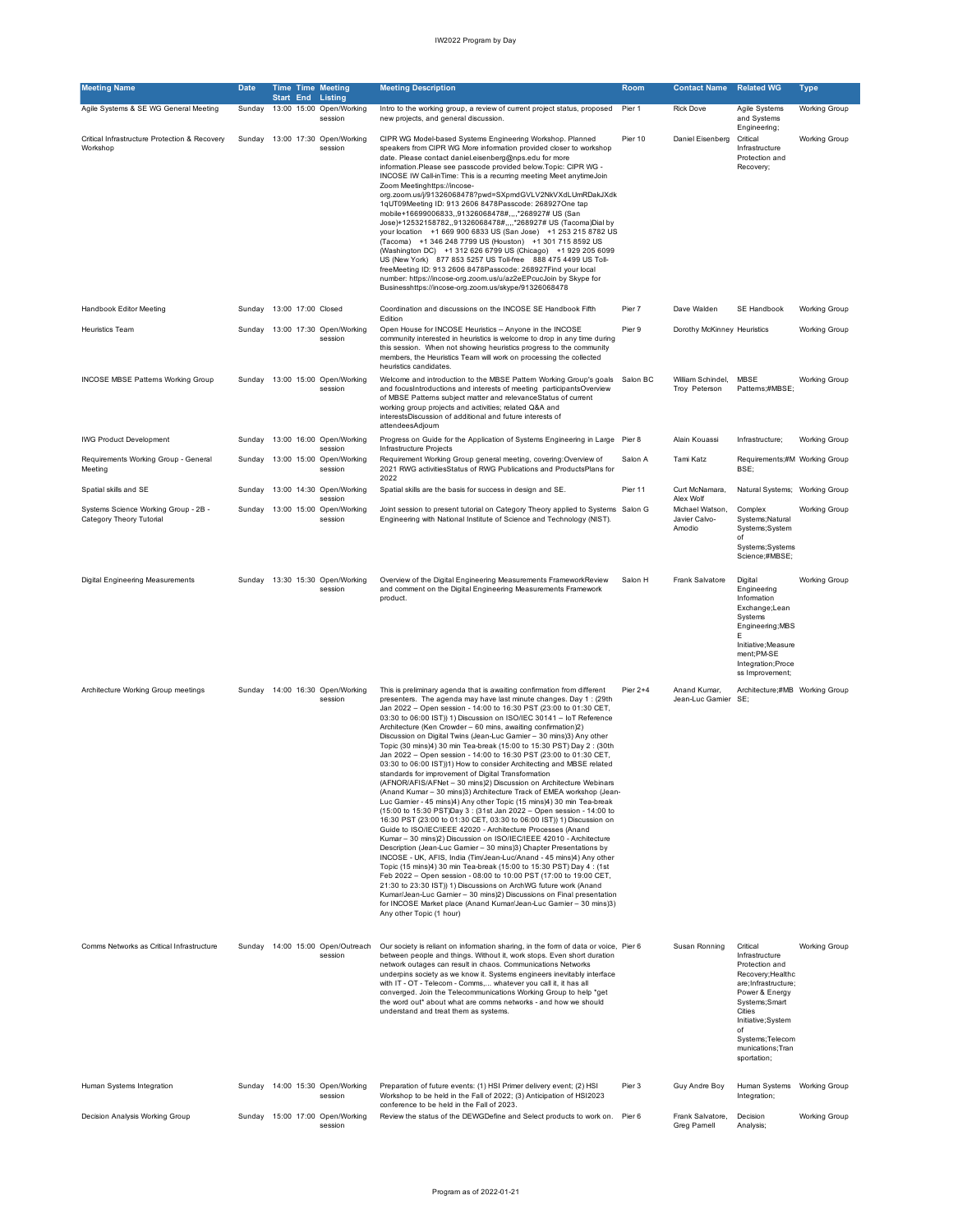| Meeting Name | Date | Time Start | Time End | Meeting Listing | Meeting Description | Room | Contact Name | Related WG | Type |
|---|---|---|---|---|---|---|---|---|---|
| Agile Systems & SE WG General Meeting | Sunday | 13:00 | 15:00 | Open/Working session | Intro to the working group, a review of current project status, proposed new projects, and general discussion. | Pier 1 | Rick Dove | Agile Systems and Systems Engineering; | Working Group |
| Critical Infrastructure Protection & Recovery Workshop | Sunday | 13:00 | 17:30 | Open/Working session | CIPR WG Model-based Systems Engineering Workshop. Planned speakers from CIPR WG More information provided closer to workshop date. Please contact daniel.eisenberg@nps.edu for more information.Please see passcode provided below.Topic: CIPR WG - INCOSE IW Call-inTime: This is a recurring meeting Meet anytimeJoin Zoom Meetinghttps://incose-org.zoom.us/j/91326068478?pwd=SXpmdGVLV2NkVXdLUmRDakJXdk1qUT09Meeting ID: 913 2606 8478Passcode: 268927One tap mobile+16699006833,,91326068478#,,,,*268927# US (San Jose)+12532158782,,91326068478#,,,,*268927# US (Tacoma)Dial by your location +1 669 900 6833 US (San Jose) +1 253 215 8782 US (Tacoma) +1 346 248 7799 US (Houston) +1 301 715 8592 US (Washington DC) +1 312 626 6799 US (Chicago) +1 929 205 6099 US (New York) 877 853 5257 US Toll-free 888 475 4499 US Toll-freeMeeting ID: 913 2606 8478Passcode: 268927Find your local number: https://incose-org.zoom.us/u/az2eEPcucJoin by Skype for Businesshttps://incose-org.zoom.us/skype/91326068478 | Pier 10 | Daniel Eisenberg | Critical Infrastructure Protection and Recovery; | Working Group |
| Handbook Editor Meeting | Sunday | 13:00 | 17:00 | Closed | Coordination and discussions on the INCOSE SE Handbook Fifth Edition | Pier 7 | Dave Walden | SE Handbook | Working Group |
| Heuristics Team | Sunday | 13:00 | 17:30 | Open/Working session | Open House for INCOSE Heuristics -- Anyone in the INCOSE community interested in heuristics is welcome to drop in any time during this session. When not showing heuristics progress to the community members, the Heuristics Team will work on processing the collected heuristics candidates. | Pier 9 | Dorothy McKinney | Heuristics | Working Group |
| INCOSE MBSE Patterns Working Group | Sunday | 13:00 | 15:00 | Open/Working session | Welcome and introduction to the MBSE Pattern Working Group's goals and focusIntroductions and interests of meeting participantsOverview of MBSE Patterns subject matter and relevanceStatus of current working group projects and activities; related Q&A and interestsDiscussion of additional and future interests of attendeesAdjourn | Salon BC | William Schindel, Troy Peterson | MBSE Patterns;#MBSE; | Working Group |
| IWG Product Development | Sunday | 13:00 | 16:00 | Open/Working session | Progress on Guide for the Application of Systems Engineering in Large Infrastructure Projects | Pier 8 | Alain Kouassi | Infrastructure; | Working Group |
| Requirements Working Group - General Meeting | Sunday | 13:00 | 15:00 | Open/Working session | Requirement Working Group general meeting, covering:Overview of 2021 RWG activitiesStatus of RWG Publications and ProductsPlans for 2022 | Salon A | Tami Katz | Requirements;#MBSE; | Working Group |
| Spatial skills and SE | Sunday | 13:00 | 14:30 | Open/Working session | Spatial skills are the basis for success in design and SE. | Pier 11 | Curt McNamara, Alex Wolf | Natural Systems; | Working Group |
| Systems Science Working Group - 2B - Category Theory Tutorial | Sunday | 13:00 | 15:00 | Open/Working session | Joint session to present tutorial on Category Theory applied to Systems Engineering with National Institute of Science and Technology (NIST). | Salon G | Michael Watson, Javier Calvo-Amodio | Complex Systems;Natural Systems;System of Systems;Systems Science;#MBSE; | Working Group |
| Digital Engineering Measurements | Sunday | 13:30 | 15:30 | Open/Working session | Overview of the Digital Engineering Measurements FrameworkReview and comment on the Digital Engineering Measurements Framework product. | Salon H | Frank Salvatore | Digital Engineering Information Exchange;Lean Systems Engineering;MBSE Initiative;Measurement;PM-SE Integration;Process Improvement; | Working Group |
| Architecture Working Group meetings | Sunday | 14:00 | 16:30 | Open/Working session | This is preliminary agenda that is awaiting confirmation from different presenters. The agenda may have last minute changes. Day 1 : (29th Jan 2022 – Open session - 14:00 to 16:30 PST (23:00 to 01:30 CET, 03:30 to 06:00 IST)) 1) Discussion on ISO/IEC 30141 – IoT Reference Architecture (Ken Crowder – 60 mins, awaiting confirmation)2) Discussion on Digital Twins (Jean-Luc Garnier – 30 mins)3) Any other Topic (30 mins)4) 30 min Tea-break (15:00 to 15:30 PST) Day 2 : (30th Jan 2022 – Open session - 14:00 to 16:30 PST (23:00 to 01:30 CET, 03:30 to 06:00 IST))1) How to consider Architecting and MBSE related standards for improvement of Digital Transformation (AFNOR/AFIS/AFNet – 30 mins)2) Discussion on Architecture Webinars (Anand Kumar – 30 mins)3) Architecture Track of EMEA workshop (Jean-Luc Garnier - 45 mins)4) Any other Topic (15 mins)4) 30 min Tea-break (15:00 to 15:30 PST)Day 3 : (31st Jan 2022 – Open session - 14:00 to 16:30 PST (23:00 to 01:30 CET, 03:30 to 06:00 IST)) 1) Discussion on Guide to ISO/IEC/IEEE 42020 - Architecture Processes (Anand Kumar – 30 mins)2) Discussion on ISO/IEC/IEEE 42010 - Architecture Description (Jean-Luc Garnier – 30 mins)3) Chapter Presentations by INCOSE - UK, AFIS, India (Tim/Jean-Luc/Anand - 45 mins)4) Any other Topic (15 mins)4) 30 min Tea-break (15:00 to 15:30 PST) Day 4 : (1st Feb 2022 – Open session - 08:00 to 10:00 PST (17:00 to 19:00 CET, 21:30 to 23:30 IST)) 1) Discussions on ArchWG future work (Anand Kumar/Jean-Luc Garnier – 30 mins)2) Discussions on Final presentation for INCOSE Market place (Anand Kumar/Jean-Luc Garnier – 30 mins)3) Any other Topic (1 hour) | Pier 2+4 | Anand Kumar, Jean-Luc Garnier | Architecture;#MBSE; | Working Group |
| Comms Networks as Critical Infrastructure | Sunday | 14:00 | 15:00 | Open/Outreach session | Our society is reliant on information sharing, in the form of data or voice, between people and things. Without it, work stops. Even short duration network outages can result in chaos. Communications Networks underpins society as we know it. Systems engineers inevitably interface with IT - OT - Telecom - Comms,... whatever you call it, it has all converged. Join the Telecommunications Working Group to help "get the word out" about what are comms networks - and how we should understand and treat them as systems. | Pier 6 | Susan Ronning | Critical Infrastructure Protection and Recovery;Healthcare;Infrastructure;Power & Energy Systems;Smart Cities Initiative;System of Systems;Telecommunications;Transportation; | Working Group |
| Human Systems Integration | Sunday | 14:00 | 15:30 | Open/Working session | Preparation of future events: (1) HSI Primer delivery event; (2) HSI Workshop to be held in the Fall of 2022; (3) Anticipation of HSI2023 conference to be held in the Fall of 2023. | Pier 3 | Guy Andre Boy | Human Systems Integration; | Working Group |
| Decision Analysis Working Group | Sunday | 15:00 | 17:00 | Open/Working session | Review the status of the DEWGDefine and Select products to work on. | Pier 6 | Frank Salvatore, Greg Parnell | Decision Analysis; | Working Group |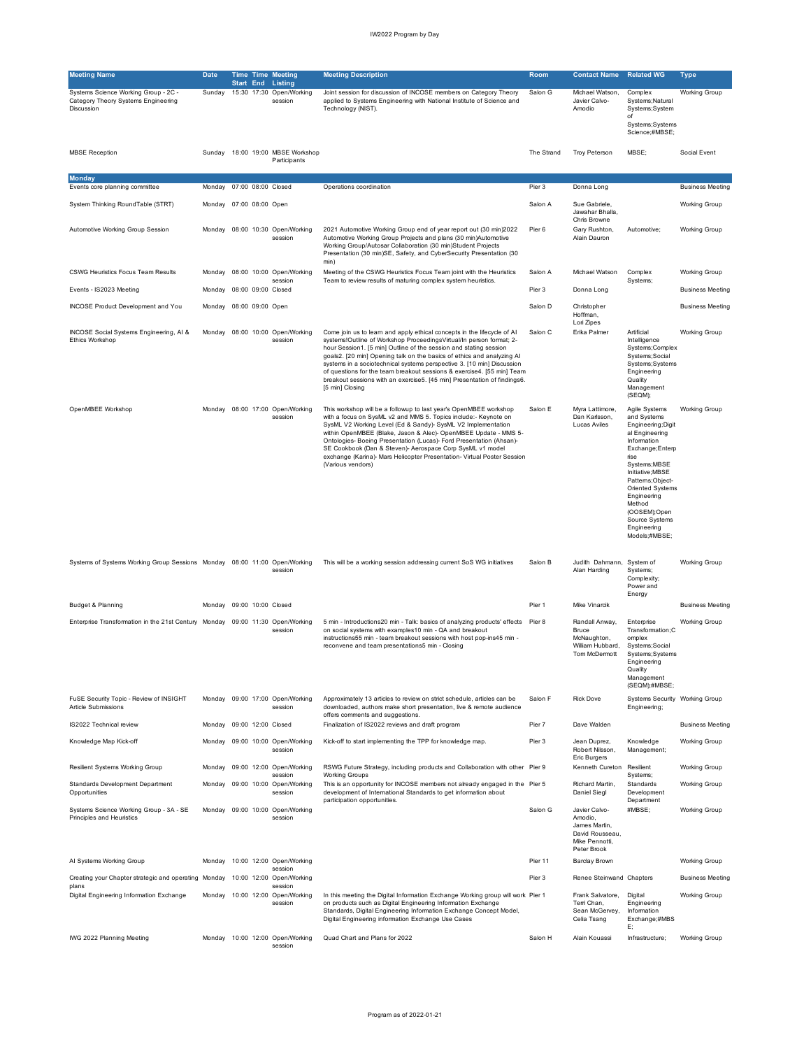| Meeting Name | Date | Time Start | Time End | Meeting Listing | Meeting Description | Room | Contact Name | Related WG | Type |
|---|---|---|---|---|---|---|---|---|---|
| Systems Science Working Group - 2C - Category Theory Systems Engineering Discussion | Sunday | 15:30 | 17:30 | Open/Working session | Joint session for discussion of INCOSE members on Category Theory applied to Systems Engineering with National Institute of Science and Technology (NIST). | Salon G | Michael Watson, Javier Calvo-Amodio | Complex Systems;Natural Systems;System of Systems;Systems Science;#MBSE; | Working Group |
| MBSE Reception | Sunday | 18:00 | 19:00 | MBSE Workshop Participants | | The Strand | Troy Peterson | MBSE; | Social Event |
| **Monday** | | | | | | | | | |
| Events core planning committee | Monday | 07:00 | 08:00 | Closed | Operations coordination | Pier 3 | Donna Long | | Business Meeting |
| System Thinking RoundTable (STRT) | Monday | 07:00 | 08:00 | Open | | Salon A | Sue Gabriele, Jawahar Bhalla, Chris Browne | | Working Group |
| Automotive Working Group Session | Monday | 08:00 | 10:30 | Open/Working session | 2021 Automotive Working Group end of year report out (30 min)2022 Automotive Working Group Projects and plans (30 min)Automotive Working Group/Autosar Collaboration (30 min)Student Projects Presentation (30 min)SE, Safety, and CyberSecurity Presentation (30 min) | Pier 6 | Gary Rushton, Alain Dauron | Automotive; | Working Group |
| CSWG Heuristics Focus Team Results | Monday | 08:00 | 10:00 | Open/Working session | Meeting of the CSWG Heuristics Focus Team joint with the Heuristics Team to review results of maturing complex system heuristics. | Salon A | Michael Watson | Complex Systems; | Working Group |
| Events - IS2023 Meeting | Monday | 08:00 | 09:00 | Closed | | Pier 3 | Donna Long | | Business Meeting |
| INCOSE Product Development and You | Monday | 08:00 | 09:00 | Open | | Salon D | Christopher Hoffman, Lori Zipes | | Business Meeting |
| INCOSE Social Systems Engineering, AI & Ethics Workshop | Monday | 08:00 | 10:00 | Open/Working session | Come join us to learn and apply ethical concepts in the lifecycle of AI systems!Outline of Workshop ProceedingsVirtual/In person format; 2-hour Session1. [5 min] Outline of the session and stating session goals2. [20 min] Opening talk on the basics of ethics and analyzing AI systems in a sociotechnical systems perspective 3. [10 min] Discussion of questions for the team breakout sessions & exercise4. [55 min] Team breakout sessions with an exercise5. [45 min] Presentation of findings6. [5 min] Closing | Salon C | Erika Palmer | Artificial Intelligence Systems;Complex Systems;Social Systems;Systems Engineering Quality Management (SEQM); | Working Group |
| OpenMBEE Workshop | Monday | 08:00 | 17:00 | Open/Working session | This workshop will be a followup to last year's OpenMBEE workshop with a focus on SysML v2 and MMS 5. Topics include:- Keynote on SysML V2 Working Level (Ed & Sandy)- SysML V2 Implementation within OpenMBEE (Blake, Jason & Alec)- OpenMBEE Update - MMS 5- Ontologies- Boeing Presentation (Lucas)- Ford Presentation (Ahsan)- SE Cookbook (Dan & Steven)- Aerospace Corp SysML v1 model exchange (Karina)- Mars Helicopter Presentation- Virtual Poster Session (Various vendors) | Salon E | Myra Lattimore, Dan Karlsson, Lucas Aviles | Agile Systems and Systems Engineering;Digital Engineering Information Exchange;Enterprise Systems;MBSE Initiative;MBSE Patterns;Object-Oriented Systems Engineering Method (OOSEM);Open Source Systems Engineering Models;#MBSE; | Working Group |
| Systems of Systems Working Group Sessions | Monday | 08:00 | 11:00 | Open/Working session | This will be a working session addressing current SoS WG initiatives | Salon B | Judith Dahmann, Alan Harding | System of Systems; Complexity; Power and Energy | Working Group |
| Budget & Planning | Monday | 09:00 | 10:00 | Closed | | Pier 1 | Mike Vinarcik | | Business Meeting |
| Enterprise Transformation in the 21st Century | Monday | 09:00 | 11:30 | Open/Working session | 5 min - Introductions20 min - Talk: basics of analyzing products' effects on social systems with examples10 min - QA and breakout instructions55 min - team breakout sessions with host pop-ins45 min - reconvene and team presentations5 min - Closing | Pier 8 | Randall Anway, Bruce McNaughton, William Hubbard, Tom McDermott | Enterprise Transformation;Complex Systems;Social Systems;Systems Engineering Quality Management (SEQM);#MBSE; | Working Group |
| FuSE Security Topic - Review of INSIGHT Article Submissions | Monday | 09:00 | 17:00 | Open/Working session | Approximately 13 articles to review on strict schedule, articles can be downloaded, authors make short presentation, live & remote audience offers comments and suggestions. | Salon F | Rick Dove | Systems Security Engineering; | Working Group |
| IS2022 Technical review | Monday | 09:00 | 12:00 | Closed | Finalization of IS2022 reviews and draft program | Pier 7 | Dave Walden | | Business Meeting |
| Knowledge Map Kick-off | Monday | 09:00 | 10:00 | Open/Working session | Kick-off to start implementing the TPP for knowledge map. | Pier 3 | Jean Duprez, Robert Nilsson, Eric Burgers | Knowledge Management; | Working Group |
| Resilient Systems Working Group | Monday | 09:00 | 12:00 | Open/Working session | RSWG Future Strategy, including products and Collaboration with other Working Groups | Pier 9 | Kenneth Cureton | Resilient Systems; | Working Group |
| Standards Development Department Opportunities | Monday | 09:00 | 10:00 | Open/Working session | This is an opportunity for INCOSE members not already engaged in the development of International Standards to get information about participation opportunities. | Pier 5 | Richard Martin, Daniel Siegl | Standards Development Department | Working Group |
| Systems Science Working Group - 3A - SE Principles and Heuristics | Monday | 09:00 | 10:00 | Open/Working session | | Salon G | Javier Calvo-Amodio, James Martin, David Rousseau, Mike Pennotti, Peter Brook | #MBSE; | Working Group |
| AI Systems Working Group | Monday | 10:00 | 12:00 | Open/Working session | | Pier 11 | Barclay Brown | | Working Group |
| Creating your Chapter strategic and operating plans | Monday | 10:00 | 12:00 | Open/Working session | | Pier 3 | Renee Steinwand | Chapters | Business Meeting |
| Digital Engineering Information Exchange | Monday | 10:00 | 12:00 | Open/Working session | In this meeting the Digital Information Exchange Working group will work on products such as Digital Engineering Information Exchange Standards, Digital Engineering Information Exchange Concept Model, Digital Engineering information Exchange Use Cases | Pier 1 | Frank Salvatore, Terri Chan, Sean McGervey, Celia Tsang | Digital Engineering Information Exchange;#MBSE; | Working Group |
| IWG 2022 Planning Meeting | Monday | 10:00 | 12:00 | Open/Working session | Quad Chart and Plans for 2022 | Salon H | Alain Kouassi | Infrastructure; | Working Group |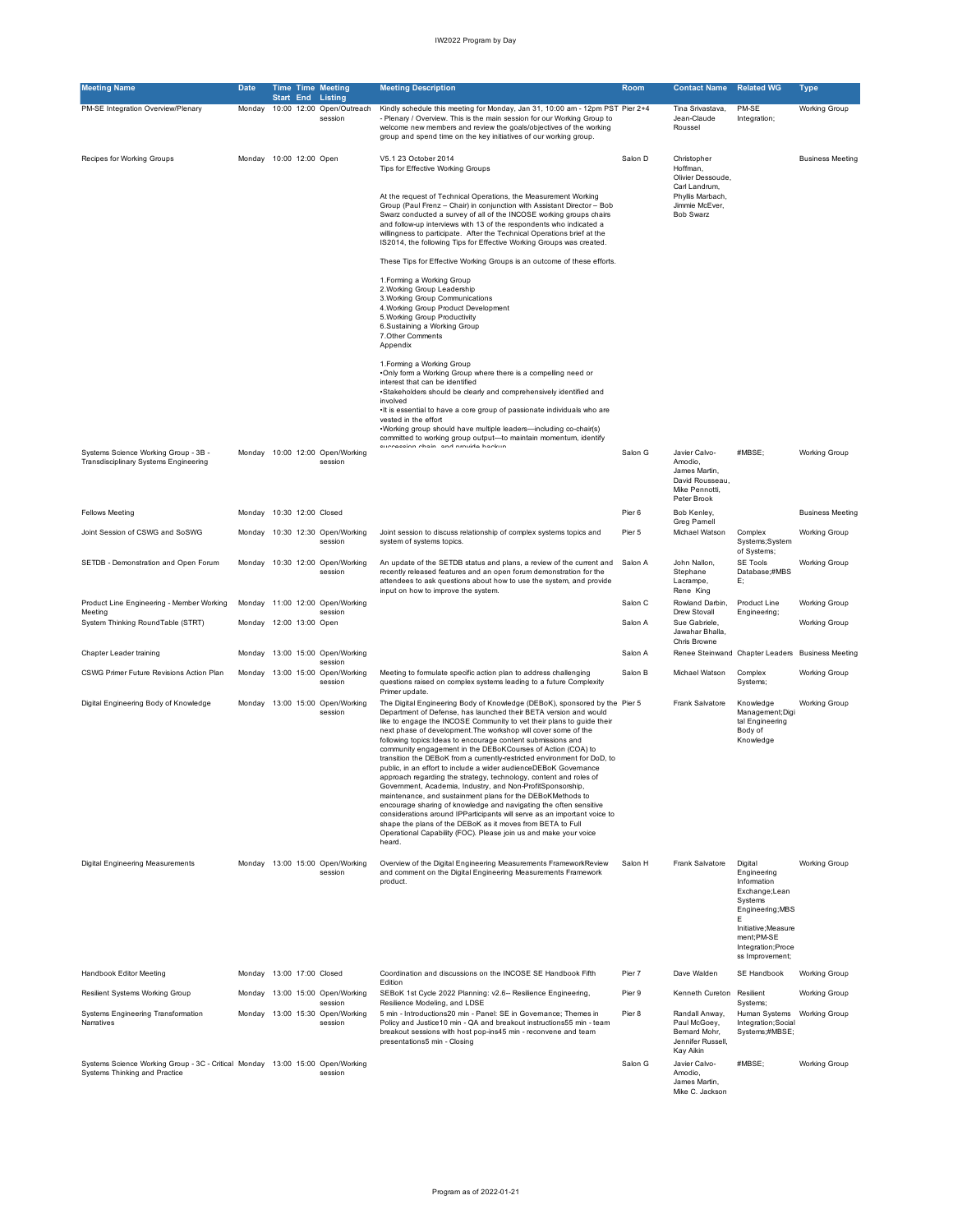| Meeting Name | Date | Time Start | Time End | Meeting Listing | Meeting Description | Room | Contact Name | Related WG | Type |
|---|---|---|---|---|---|---|---|---|---|
| PM-SE Integration Overview/Plenary | Monday | 10:00 | 12:00 | Open/Outreach session | Kindly schedule this meeting for Monday, Jan 31, 10:00 am - 12pm PST - Plenary / Overview. This is the main session for our Working Group to welcome new members and review the goals/objectives of the working group and spend time on the key initiatives of our working group. | Pier 2+4 | Tina Srivastava, Jean-Claude Roussel | PM-SE Integration; | Working Group |
| Recipes for Working Groups | Monday | 10:00 | 12:00 | Open | V5.1 23 October 2014<br>Tips for Effective Working Groups<br><br>At the request of Technical Operations, the Measurement Working Group (Paul Frenz – Chair) in conjunction with Assistant Director – Bob Swarz conducted a survey of all of the INCOSE working groups chairs and follow-up interviews with 13 of the respondents who indicated a willingness to participate. After the Technical Operations brief at the IS2014, the following Tips for Effective Working Groups was created.<br><br>These Tips for Effective Working Groups is an outcome of these efforts.<br><br>1.Forming a Working Group<br>2.Working Group Leadership<br>3.Working Group Communications<br>4.Working Group Product Development<br>5.Working Group Productivity<br>6.Sustaining a Working Group<br>7.Other Comments<br>Appendix<br><br>1.Forming a Working Group<br>•Only form a Working Group where there is a compelling need or interest that can be identified<br>•Stakeholders should be clearly and comprehensively identified and involved<br>•It is essential to have a core group of passionate individuals who are vested in the effort<br>•Working group should have multiple leaders—including co-chair(s) committed to working group output—to maintain momentum, identify succession chain, and provide backup | Salon D | Christopher Hoffman, Olivier Dessoude, Carl Landrum, Phyllis Marbach, Jimmie McEver, Bob Swarz | | Business Meeting |
| Systems Science Working Group - 3B - Transdisciplinary Systems Engineering | Monday | 10:00 | 12:00 | Open/Working session | | Salon G | Javier Calvo-Amodio, James Martin, David Rousseau, Mike Pennotti, Peter Brook | #MBSE; | Working Group |
| Fellows Meeting | Monday | 10:30 | 12:00 | Closed | | Pier 6 | Bob Kenley, Greg Parnell | | Business Meeting |
| Joint Session of CSWG and SoSWG | Monday | 10:30 | 12:30 | Open/Working session | Joint session to discuss relationship of complex systems topics and system of systems topics. | Pier 5 | Michael Watson | Complex Systems;System of Systems; | Working Group |
| SETDB - Demonstration and Open Forum | Monday | 10:30 | 12:00 | Open/Working session | An update of the SETDB status and plans, a review of the current and recently released features and an open forum demonstration for the attendees to ask questions about how to use the system, and provide input on how to improve the system. | Salon A | John Nallon, Stephane Lacrampe, Rene King | SE Tools Database;#MBSE; | Working Group |
| Product Line Engineering - Member Working Meeting | Monday | 11:00 | 12:00 | Open/Working session | | Salon C | Rowland Darbin, Drew Stovall | Product Line Engineering; | Working Group |
| System Thinking RoundTable (STRT) | Monday | 12:00 | 13:00 | Open | | Salon A | Sue Gabriele, Jawahar Bhalla, Chris Browne | | Working Group |
| Chapter Leader training | Monday | 13:00 | 15:00 | Open/Working session | | Salon A | Renee Steinwand | Chapter Leaders | Business Meeting |
| CSWG Primer Future Revisions Action Plan | Monday | 13:00 | 15:00 | Open/Working session | Meeting to formulate specific action plan to address challenging questions raised on complex systems leading to a future Complexity Primer update. | Salon B | Michael Watson | Complex Systems; | Working Group |
| Digital Engineering Body of Knowledge | Monday | 13:00 | 15:00 | Open/Working session | The Digital Engineering Body of Knowledge (DEBoK), sponsored by the Department of Defense, has launched their BETA version and would like to engage the INCOSE Community to vet their plans to guide their next phase of development.The workshop will cover some of the following topics:Ideas to encourage content submissions and community engagement in the DEBoKCourses of Action (COA) to transition the DEBoK from a currently-restricted environment for DoD, to public, in an effort to include a wider audienceDEBoK Governance approach regarding the strategy, technology, content and roles of Government, Academia, Industry, and Non-ProfitSponsorship, maintenance, and sustainment plans for the DEBoKMethods to encourage sharing of knowledge and navigating the often sensitive considerations around IPParticipants will serve as an important voice to shape the plans of the DEBoK as it moves from BETA to Full Operational Capability (FOC). Please join us and make your voice heard. | Pier 5 | Frank Salvatore | Knowledge Management;Digital Engineering Body of Knowledge | Working Group |
| Digital Engineering Measurements | Monday | 13:00 | 15:00 | Open/Working session | Overview of the Digital Engineering Measurements FrameworkReview and comment on the Digital Engineering Measurements Framework product. | Salon H | Frank Salvatore | Digital Engineering Information Exchange;Lean Systems Engineering;MBSE Initiative;Measurement;PM-SE Integration;Process Improvement; | Working Group |
| Handbook Editor Meeting | Monday | 13:00 | 17:00 | Closed | Coordination and discussions on the INCOSE SE Handbook Fifth Edition | Pier 7 | Dave Walden | SE Handbook | Working Group |
| Resilient Systems Working Group | Monday | 13:00 | 15:00 | Open/Working session | SEBoK 1st Cycle 2022 Planning: v2.6-- Resilience Engineering, Resilience Modeling, and LDSE | Pier 9 | Kenneth Cureton | Resilient Systems; | Working Group |
| Systems Engineering Transformation Narratives | Monday | 13:00 | 15:30 | Open/Working session | 5 min - Introductions20 min - Panel: SE in Governance; Themes in Policy and Justice10 min - QA and breakout instructions55 min - team breakout sessions with host pop-ins45 min - reconvene and team presentations5 min - Closing | Pier 8 | Randall Anway, Paul McGoey, Bernard Mohr, Jennifer Russell, Kay Aikin | Human Systems Integration;Social Systems;#MBSE; | Working Group |
| Systems Science Working Group - 3C - Critical Systems Thinking and Practice | Monday | 13:00 | 15:00 | Open/Working session | | Salon G | Javier Calvo-Amodio, James Martin, Mike C. Jackson | #MBSE; | Working Group |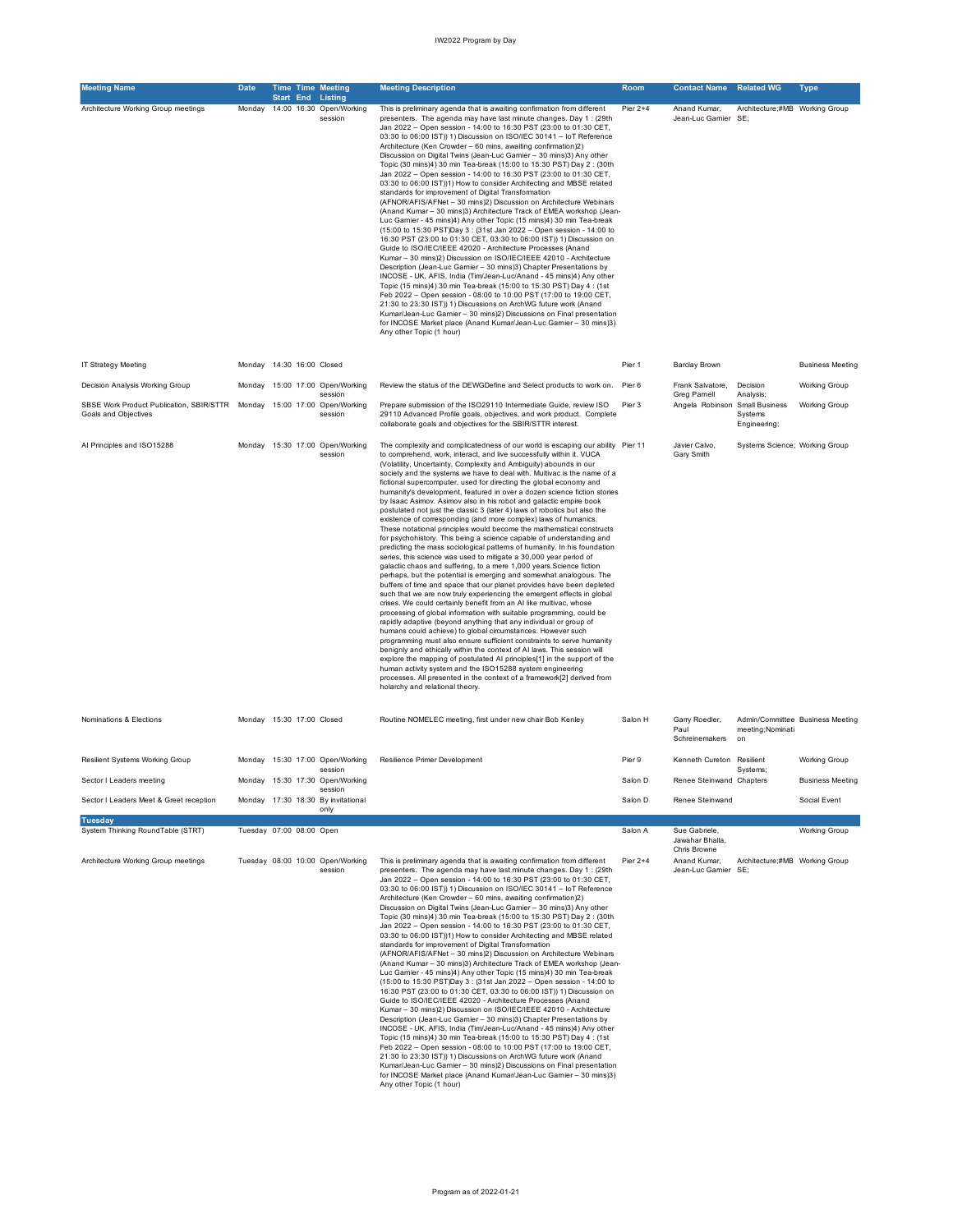| Meeting Name | Date | Time Start | Time End | Meeting Listing | Meeting Description | Room | Contact Name | Related WG | Type |
|---|---|---|---|---|---|---|---|---|---|
| Architecture Working Group meetings | Monday | 14:00 | 16:30 | Open/Working session | This is preliminary agenda that is awaiting confirmation from different presenters. The agenda may have last minute changes. Day 1 : (29th Jan 2022 – Open session - 14:00 to 16:30 PST (23:00 to 01:30 CET, 03:30 to 06:00 IST)) 1) Discussion on ISO/IEC 30141 – IoT Reference Architecture (Ken Crowder – 60 mins, awaiting confirmation)2) Discussion on Digital Twins (Jean-Luc Garnier – 30 mins)3) Any other Topic (30 mins)4) 30 min Tea-break (15:00 to 15:30 PST) Day 2 : (30th Jan 2022 – Open session - 14:00 to 16:30 PST (23:00 to 01:30 CET, 03:30 to 06:00 IST))1) How to consider Architecting and MBSE related standards for improvement of Digital Transformation (AFNOR/AFIS/AFNet – 30 mins)2) Discussion on Architecture Webinars (Anand Kumar – 30 mins)3) Architecture Track of EMEA workshop (Jean-Luc Garnier - 45 mins)4) Any other Topic (15 mins)4) 30 min Tea-break (15:00 to 15:30 PST)Day 3 : (31st Jan 2022 – Open session - 14:00 to 16:30 PST (23:00 to 01:30 CET, 03:30 to 06:00 IST)) 1) Discussion on Guide to ISO/IEC/IEEE 42020 - Architecture Processes (Anand Kumar – 30 mins)2) Discussion on ISO/IEC/IEEE 42010 - Architecture Description (Jean-Luc Garnier – 30 mins)3) Chapter Presentations by INCOSE - UK, AFIS, India (Tim/Jean-Luc/Anand - 45 mins)4) Any other Topic (15 mins)4) 30 min Tea-break (15:00 to 15:30 PST) Day 4 : (1st Feb 2022 – Open session - 08:00 to 10:00 PST (17:00 to 19:00 CET, 21:30 to 23:30 IST)) 1) Discussions on ArchWG future work (Anand Kumar/Jean-Luc Garnier – 30 mins)2) Discussions on Final presentation for INCOSE Market place (Anand Kumar/Jean-Luc Garnier – 30 mins)3) Any other Topic (1 hour) | Pier 2+4 | Anand Kumar, Jean-Luc Garnier | Architecture;#MBSE; | Working Group |
| IT Strategy Meeting | Monday | 14:30 | 16:00 | Closed | | Pier 1 | Barclay Brown | | Business Meeting |
| Decision Analysis Working Group | Monday | 15:00 | 17:00 | Open/Working session | Review the status of the DEWGDefine and Select products to work on. | Pier 6 | Frank Salvatore, Greg Parnell | Decision Analysis; | Working Group |
| SBSE Work Product Publication, SBIR/STTR Goals and Objectives | Monday | 15:00 | 17:00 | Open/Working session | Prepare submission of the ISO29110 Intermediate Guide, review ISO 29110 Advanced Profile goals, objectives, and work product. Complete collaborate goals and objectives for the SBIR/STTR interest. | Pier 3 | Angela Robinson | Small Business Systems Engineering; | Working Group |
| AI Principles and ISO15288 | Monday | 15:30 | 17:00 | Open/Working session | The complexity and complicatedness of our world is escaping our ability to comprehend, work, interact, and live successfully within it. VUCA (Volatility, Uncertainty, Complexity and Ambiguity) abounds in our society and the systems we have to deal with. Multivac is the name of a fictional supercomputer, used for directing the global economy and humanity's development, featured in over a dozen science fiction stories by Isaac Asimov. Asimov also in his robot and galactic empire book postulated not just the classic 3 (later 4) laws of robotics but also the existence of corresponding (and more complex) laws of humanics. These notational principles would become the mathematical constructs for psychohistory. This being a science capable of understanding and predicting the mass sociological patterns of humanity. In his foundation series, this science was used to mitigate a 30,000 year period of galactic chaos and suffering, to a mere 1,000 years.Science fiction perhaps, but the potential is emerging and somewhat analogous. The buffers of time and space that our planet provides have been depleted such that we are now truly experiencing the emergent effects in global crises. We could certainly benefit from an AI like multivac, whose processing of global information with suitable programming, could be rapidly adaptive (beyond anything that any individual or group of humans could achieve) to global circumstances. However such programming must also ensure sufficient constraints to serve humanity benignly and ethically within the context of AI laws. This session will explore the mapping of postulated AI principles[1] in the support of the human activity system and the ISO15288 system engineering processes. All presented in the context of a framework[2] derived from holarchy and relational theory. | Pier 11 | Javier Calvo, Gary Smith | Systems Science; | Working Group |
| Nominations & Elections | Monday | 15:30 | 17:00 | Closed | Routine NOMELEC meeting, first under new chair Bob Kenley | Salon H | Garry Roedler, Paul Schreinemakers | Admin/Committee meeting;Nomination | Business Meeting |
| Resilient Systems Working Group | Monday | 15:30 | 17:00 | Open/Working session | Resilience Primer Development | Pier 9 | Kenneth Cureton | Resilient Systems; | Working Group |
| Sector I Leaders meeting | Monday | 15:30 | 17:30 | Open/Working session | | Salon D | Renee Steinwand | Chapters | Business Meeting |
| Sector I Leaders Meet & Greet reception | Monday | 17:30 | 18:30 | By invitational only | | Salon D | Renee Steinwand | | Social Event |
| **Tuesday** | | | | | | | | | |
| System Thinking RoundTable (STRT) | Tuesday | 07:00 | 08:00 | Open | | Salon A | Sue Gabriele, Jawahar Bhalla, Chris Browne | | Working Group |
| Architecture Working Group meetings | Tuesday | 08:00 | 10:00 | Open/Working session | This is preliminary agenda that is awaiting confirmation from different presenters. The agenda may have last minute changes. Day 1 : (29th Jan 2022 – Open session - 14:00 to 16:30 PST (23:00 to 01:30 CET, 03:30 to 06:00 IST)) 1) Discussion on ISO/IEC 30141 – IoT Reference Architecture (Ken Crowder – 60 mins, awaiting confirmation)2) Discussion on Digital Twins (Jean-Luc Garnier – 30 mins)3) Any other Topic (30 mins)4) 30 min Tea-break (15:00 to 15:30 PST) Day 2 : (30th Jan 2022 – Open session - 14:00 to 16:30 PST (23:00 to 01:30 CET, 03:30 to 06:00 IST))1) How to consider Architecting and MBSE related standards for improvement of Digital Transformation (AFNOR/AFIS/AFNet – 30 mins)2) Discussion on Architecture Webinars (Anand Kumar – 30 mins)3) Architecture Track of EMEA workshop (Jean-Luc Garnier - 45 mins)4) Any other Topic (15 mins)4) 30 min Tea-break (15:00 to 15:30 PST)Day 3 : (31st Jan 2022 – Open session - 14:00 to 16:30 PST (23:00 to 01:30 CET, 03:30 to 06:00 IST)) 1) Discussion on Guide to ISO/IEC/IEEE 42020 - Architecture Processes (Anand Kumar – 30 mins)2) Discussion on ISO/IEC/IEEE 42010 - Architecture Description (Jean-Luc Garnier – 30 mins)3) Chapter Presentations by INCOSE - UK, AFIS, India (Tim/Jean-Luc/Anand - 45 mins)4) Any other Topic (15 mins)4) 30 min Tea-break (15:00 to 15:30 PST) Day 4 : (1st Feb 2022 – Open session - 08:00 to 10:00 PST (17:00 to 19:00 CET, 21:30 to 23:30 IST)) 1) Discussions on ArchWG future work (Anand Kumar/Jean-Luc Garnier – 30 mins)2) Discussions on Final presentation for INCOSE Market place (Anand Kumar/Jean-Luc Garnier – 30 mins)3) Any other Topic (1 hour) | Pier 2+4 | Anand Kumar, Jean-Luc Garnier | Architecture;#MBSE; | Working Group |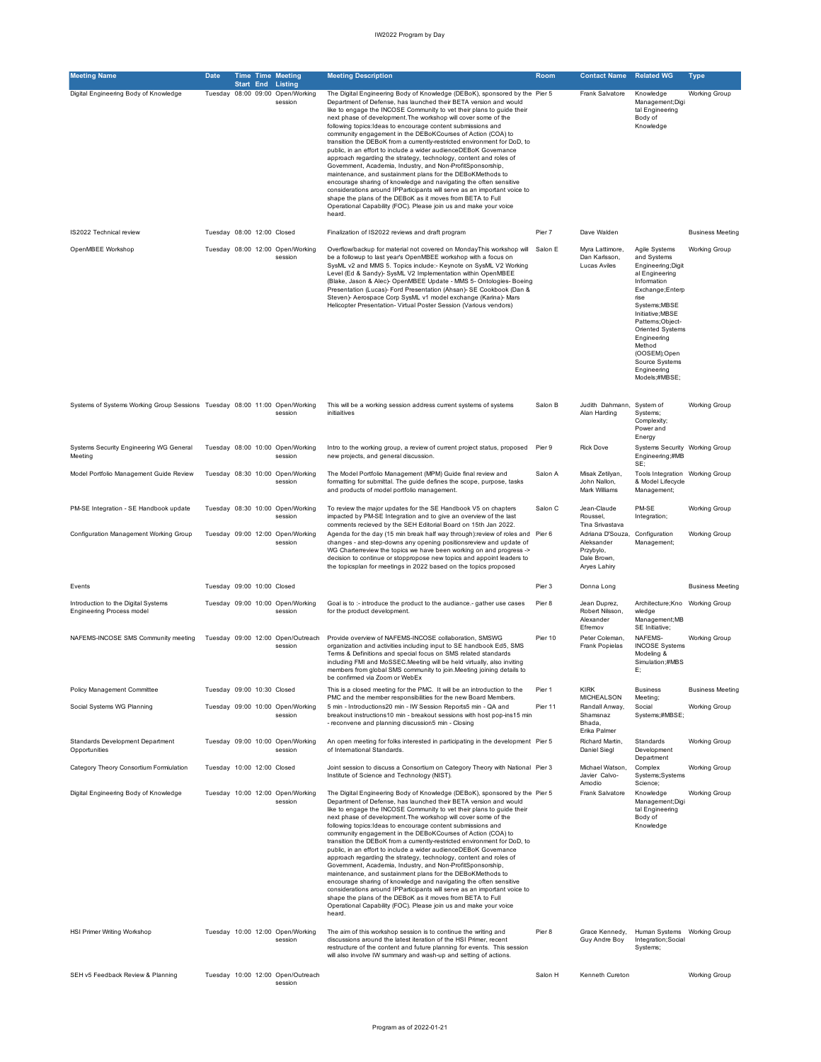| Meeting Name | Date | Time Start | Time End | Meeting Listing | Meeting Description | Room | Contact Name | Related WG | Type |
|---|---|---|---|---|---|---|---|---|---|
| Digital Engineering Body of Knowledge | Tuesday | 08:00 | 09:00 | Open/Working session | The Digital Engineering Body of Knowledge (DEBoK), sponsored by the Department of Defense, has launched their BETA version and would like to engage the INCOSE Community to vet their plans to guide their next phase of development.The workshop will cover some of the following topics:Ideas to encourage content submissions and community engagement in the DEBoKCourses of Action (COA) to transition the DEBoK from a currently-restricted environment for DoD, to public, in an effort to include a wider audienceDEBoK Governance approach regarding the strategy, technology, content and roles of Government, Academia, Industry, and Non-ProfitSponsorship, maintenance, and sustainment plans for the DEBoKMethods to encourage sharing of knowledge and navigating the often sensitive considerations around IPParticipants will serve as an important voice to shape the plans of the DEBoK as it moves from BETA to Full Operational Capability (FOC). Please join us and make your voice heard. | Pier 5 | Frank Salvatore | Knowledge Management;Digital Engineering Body of Knowledge | Working Group |
| IS2022 Technical review | Tuesday | 08:00 | 12:00 | Closed | Finalization of IS2022 reviews and draft program | Pier 7 | Dave Walden | | Business Meeting |
| OpenMBEE Workshop | Tuesday | 08:00 | 12:00 | Open/Working session | Overflow/backup for material not covered on MondayThis workshop will be a followup to last year's OpenMBEE workshop with a focus on SysML v2 and MMS 5. Topics include:- Keynote on SysML V2 Working Level (Ed & Sandy)- SysML V2 Implementation within OpenMBEE (Blake, Jason & Alec)- OpenMBEE Update - MMS 5- Ontologies- Boeing Presentation (Lucas)- Ford Presentation (Ahsan)- SE Cookbook (Dan & Steven)- Aerospace Corp SysML v1 model exchange (Karina)- Mars Helicopter Presentation- Virtual Poster Session (Various vendors) | Salon E | Myra Lattimore, Dan Karlsson, Lucas Aviles | Agile Systems and Systems Engineering;Digital Engineering Information Exchange;Enterprise Systems;MBSE Initiative;MBSE Patterns;Object-Oriented Systems Engineering Method (OOSEM);Open Source Systems Engineering Models;#MBSE; | Working Group |
| Systems of Systems Working Group Sessions | Tuesday | 08:00 | 11:00 | Open/Working session | This will be a working session address current systems of systems initiaitives | Salon B | Judith Dahmann, Alan Harding | System of Systems; Complexity; Power and Energy | Working Group |
| Systems Security Engineering WG General Meeting | Tuesday | 08:00 | 10:00 | Open/Working session | Intro to the working group, a review of current project status, proposed new projects, and general discussion. | Pier 9 | Rick Dove | Systems Security Engineering;#MBSE; | Working Group |
| Model Portfolio Management Guide Review | Tuesday | 08:30 | 10:00 | Open/Working session | The Model Portfolio Management (MPM) Guide final review and formatting for submittal. The guide defines the scope, purpose, tasks and products of model portfolio management. | Salon A | Misak Zetilyan, John Nallon, Mark Williams | Tools Integration & Model Lifecycle Management; | Working Group |
| PM-SE Integration - SE Handbook update | Tuesday | 08:30 | 10:00 | Open/Working session | To review the major updates for the SE Handbook V5 on chapters impacted by PM-SE Integration and to give an overview of the last comments recieved by the SEH Editorial Board on 15th Jan 2022. | Salon C | Jean-Claude Roussel, Tina Srivastava | PM-SE Integration; | Working Group |
| Configuration Management Working Group | Tuesday | 09:00 | 12:00 | Open/Working session | Agenda for the day (15 min break half way through):review of roles and changes - and step-downs any opening positionsreview and update of WG Charterreview the topics we have been working on and progress -> decision to continue or stopppropose new topics and appoint leaders to the topicsplan for meetings in 2022 based on the topics proposed | Pier 6 | Adriana D'Souza, Aleksander Przybylo, Dale Brown, Aryes Lahiry | Configuration Management; | Working Group |
| Events | Tuesday | 09:00 | 10:00 | Closed | | Pier 3 | Donna Long | | Business Meeting |
| Introduction to the Digital Systems Engineering Process model | Tuesday | 09:00 | 10:00 | Open/Working session | Goal is to :- introduce the product to the audiance.- gather use cases for the product development. | Pier 8 | Jean Duprez, Robert Nilsson, Alexander Efremov | Architecture;Knowledge Management;MBSE Initiative; | Working Group |
| NAFEMS-INCOSE SMS Community meeting | Tuesday | 09:00 | 12:00 | Open/Outreach session | Provide overview of NAFEMS-INCOSE collaboration, SMSWG organization and activities including input to SE handbook Ed5, SMS Terms & Definitions and special focus on SMS related standards including FMI and MoSSEC.Meeting will be held virtually, also inviting members from global SMS community to join.Meeting joining details to be confirmed via Zoom or WebEx | Pier 10 | Peter Coleman, Frank Popielas | NAFEMS-INCOSE Systems Modeling & Simulation;#MBSE; | Working Group |
| Policy Management Committee | Tuesday | 09:00 | 10:30 | Closed | This is a closed meeting for the PMC. It will be an introduction to the PMC and the member responsibilities for the new Board Members. | Pier 1 | KIRK MICHEALSON | Business Meeting; | Business Meeting |
| Social Systems WG Planning | Tuesday | 09:00 | 10:00 | Open/Working session | 5 min - Introductions20 min - IW Session Reports5 min - QA and breakout instructions10 min - breakout sessions with host pop-ins15 min - reconvene and planning discussion5 min - Closing | Pier 11 | Randall Anway, Shamsnaz Bhada, Erika Palmer | Social Systems;#MBSE; | Working Group |
| Standards Development Department Opportunities | Tuesday | 09:00 | 10:00 | Open/Working session | An open meeting for folks interested in participating in the development of International Standards. | Pier 5 | Richard Martin, Daniel Siegl | Standards Development Department | Working Group |
| Category Theory Consortium Formulation | Tuesday | 10:00 | 12:00 | Closed | Joint session to discuss a Consortium on Category Theory with National Institute of Science and Technology (NIST). | Pier 3 | Michael Watson, Javier Calvo-Amodio | Complex Systems;Systems Science; | Working Group |
| Digital Engineering Body of Knowledge | Tuesday | 10:00 | 12:00 | Open/Working session | The Digital Engineering Body of Knowledge (DEBoK), sponsored by the Department of Defense, has launched their BETA version and would like to engage the INCOSE Community to vet their plans to guide their next phase of development.The workshop will cover some of the following topics:Ideas to encourage content submissions and community engagement in the DEBoKCourses of Action (COA) to transition the DEBoK from a currently-restricted environment for DoD, to public, in an effort to include a wider audienceDEBoK Governance approach regarding the strategy, technology, content and roles of Government, Academia, Industry, and Non-ProfitSponsorship, maintenance, and sustainment plans for the DEBoKMethods to encourage sharing of knowledge and navigating the often sensitive considerations around IPParticipants will serve as an important voice to shape the plans of the DEBoK as it moves from BETA to Full Operational Capability (FOC). Please join us and make your voice heard. | Pier 5 | Frank Salvatore | Knowledge Management;Digital Engineering Body of Knowledge | Working Group |
| HSI Primer Writing Workshop | Tuesday | 10:00 | 12:00 | Open/Working session | The aim of this workshop session is to continue the writing and discussions around the latest iteration of the HSI Primer, recent restructure of the content and future planning for events. This session will also involve IW summary and wash-up and setting of actions. | Pier 8 | Grace Kennedy, Guy Andre Boy | Human Systems Integration;Social Systems; | Working Group |
| SEH v5 Feedback Review & Planning | Tuesday | 10:00 | 12:00 | Open/Outreach session | | Salon H | Kenneth Cureton | | Working Group |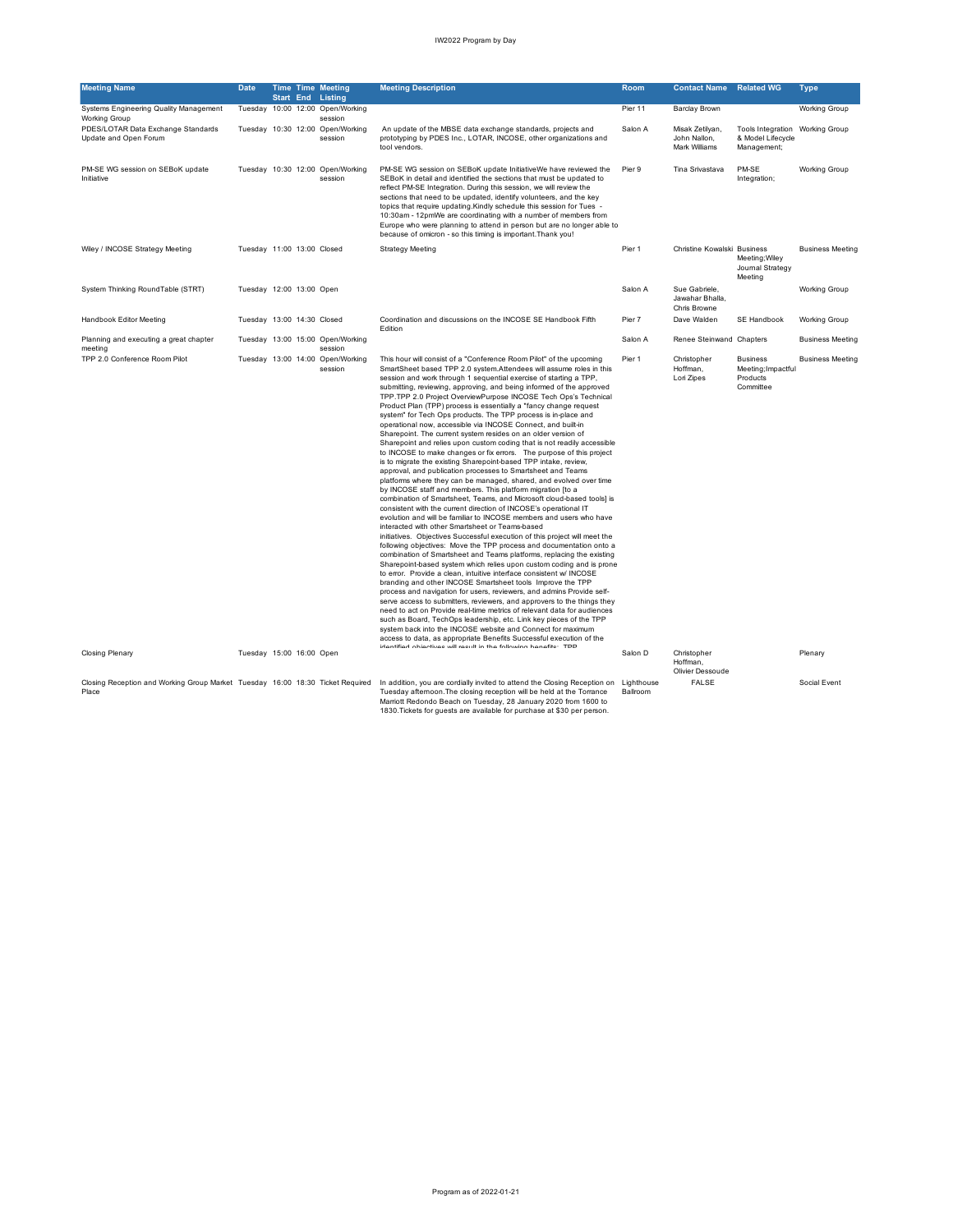| Meeting Name | Date | Time Start | Time End | Meeting Listing | Meeting Description | Room | Contact Name | Related WG | Type |
|---|---|---|---|---|---|---|---|---|---|
| Systems Engineering Quality Management Working Group | Tuesday | 10:00 | 12:00 | Open/Working session | | Pier 11 | Barclay Brown | | Working Group |
| PDES/LOTAR Data Exchange Standards Update and Open Forum | Tuesday | 10:30 | 12:00 | Open/Working session | An update of the MBSE data exchange standards, projects and prototyping by PDES Inc., LOTAR, INCOSE, other organizations and tool vendors. | Salon A | Misak Zetilyan, John Nallon, Mark Williams | Tools Integration & Model Lifecycle Management; | Working Group |
| PM-SE WG session on SEBoK update Initiative | Tuesday | 10:30 | 12:00 | Open/Working session | PM-SE WG session on SEBoK update InitiativeWe have reviewed the SEBoK in detail and identified the sections that must be updated to reflect PM-SE Integration. During this session, we will review the sections that need to be updated, identify volunteers, and the key topics that require updating.Kindly schedule this session for Tues - 10:30am - 12pmWe are coordinating with a number of members from Europe who were planning to attend in person but are no longer able to because of omicron - so this timing is important.Thank you! | Pier 9 | Tina Srivastava | PM-SE Integration; | Working Group |
| Wiley / INCOSE Strategy Meeting | Tuesday | 11:00 | 13:00 | Closed | Strategy Meeting | Pier 1 | Christine Kowalski | Business Meeting;Wiley Journal Strategy Meeting | Business Meeting |
| System Thinking RoundTable (STRT) | Tuesday | 12:00 | 13:00 | Open | | Salon A | Sue Gabriele, Jawahar Bhalla, Chris Browne | | Working Group |
| Handbook Editor Meeting | Tuesday | 13:00 | 14:30 | Closed | Coordination and discussions on the INCOSE SE Handbook Fifth Edition | Pier 7 | Dave Walden | SE Handbook | Working Group |
| Planning and executing a great chapter meeting | Tuesday | 13:00 | 15:00 | Open/Working session | | Salon A | Renee Steinwand | Chapters | Business Meeting |
| TPP 2.0 Conference Room Pilot | Tuesday | 13:00 | 14:00 | Open/Working session | This hour will consist of a "Conference Room Pilot" of the upcoming SmartSheet based TPP 2.0 system.Attendees will assume roles in this session and work through 1 sequential exercise of starting a TPP, submitting, reviewing, approving, and being informed of the approved TPP.TPP 2.0 Project OverviewPurpose INCOSE Tech Ops's Technical Product Plan (TPP) process is essentially a "fancy change request system" for Tech Ops products. The TPP process is in-place and operational now, accessible via INCOSE Connect, and built-in Sharepoint. The current system resides on an older version of Sharepoint and relies upon custom coding that is not readily accessible to INCOSE to make changes or fix errors. The purpose of this project is to migrate the existing Sharepoint-based TPP intake, review, approval, and publication processes to Smartsheet and Teams platforms where they can be managed, shared, and evolved over time by INCOSE staff and members. This platform migration [to a combination of Smartsheet, Teams, and Microsoft cloud-based tools] is consistent with the current direction of INCOSE's operational IT evolution and will be familiar to INCOSE members and users who have interacted with other Smartsheet or Teams-based initiatives. Objectives Successful execution of this project will meet the following objectives: Move the TPP process and documentation onto a combination of Smartsheet and Teams platforms, replacing the existing Sharepoint-based system which relies upon custom coding and is prone to error. Provide a clean, intuitive interface consistent w/ INCOSE branding and other INCOSE Smartsheet tools Improve the TPP process and navigation for users, reviewers, and admins Provide self-serve access to submitters, reviewers, and approvers to the things they need to act on Provide real-time metrics of relevant data for audiences such as Board, TechOps leadership, etc. Link key pieces of the TPP system back into the INCOSE website and Connect for maximum access to data, as appropriate Benefits Successful execution of the identified objectives will result in the following benefits: TPP | Pier 1 | Christopher Hoffman, Lori Zipes | Business Meeting;Impactful Products Committee | Business Meeting |
| Closing Plenary | Tuesday | 15:00 | 16:00 | Open | | Salon D | Christopher Hoffman, Olivier Dessoude | | Plenary |
| Closing Reception and Working Group Market Place | Tuesday | 16:00 | 18:30 | Ticket Required | In addition, you are cordially invited to attend the Closing Reception on Tuesday afternoon.The closing reception will be held at the Torrance Marriott Redondo Beach on Tuesday, 28 January 2020 from 1600 to 1830.Tickets for guests are available for purchase at $30 per person. | Lighthouse Ballroom | FALSE | | Social Event |